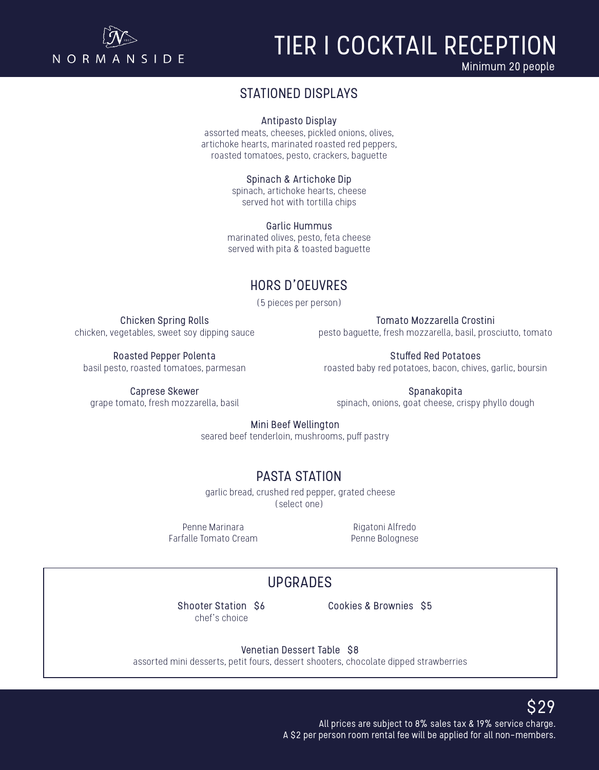NORMANSIDE

# TIER I COCKTAIL RECEPTION

Minimum 20 people

## STATIONED DISPLAYS

**Antipasto Display**
assorted meats, cheeses, pickled onions, olives, artichoke hearts, marinated roasted red peppers, roasted tomatoes, pesto, crackers, baguette

**Spinach & Artichoke Dip**
spinach, artichoke hearts, cheese
served hot with tortilla chips

**Garlic Hummus**
marinated olives, pesto, feta cheese
served with pita & toasted baguette

## HORS D'OEUVRES

(5 pieces per person)

**Chicken Spring Rolls**
chicken, vegetables, sweet soy dipping sauce

**Roasted Pepper Polenta**
basil pesto, roasted tomatoes, parmesan

**Caprese Skewer**
grape tomato, fresh mozzarella, basil

**Tomato Mozzarella Crostini**
pesto baguette, fresh mozzarella, basil, prosciutto, tomato

**Stuffed Red Potatoes**
roasted baby red potatoes, bacon, chives, garlic, boursin

**Spanakopita**
spinach, onions, goat cheese, crispy phyllo dough

**Mini Beef Wellington**
seared beef tenderloin, mushrooms, puff pastry

## PASTA STATION

garlic bread, crushed red pepper, grated cheese
(select one)

Penne Marinara
Farfalle Tomato Cream
Rigatoni Alfredo
Penne Bolognese

## UPGRADES

**Shooter Station** $6
chef's choice

**Cookies & Brownies** $5

**Venetian Dessert Table** $8
assorted mini desserts, petit fours, dessert shooters, chocolate dipped strawberries

$29

All prices are subject to 8% sales tax & 19% service charge.
A $2 per person room rental fee will be applied for all non-members.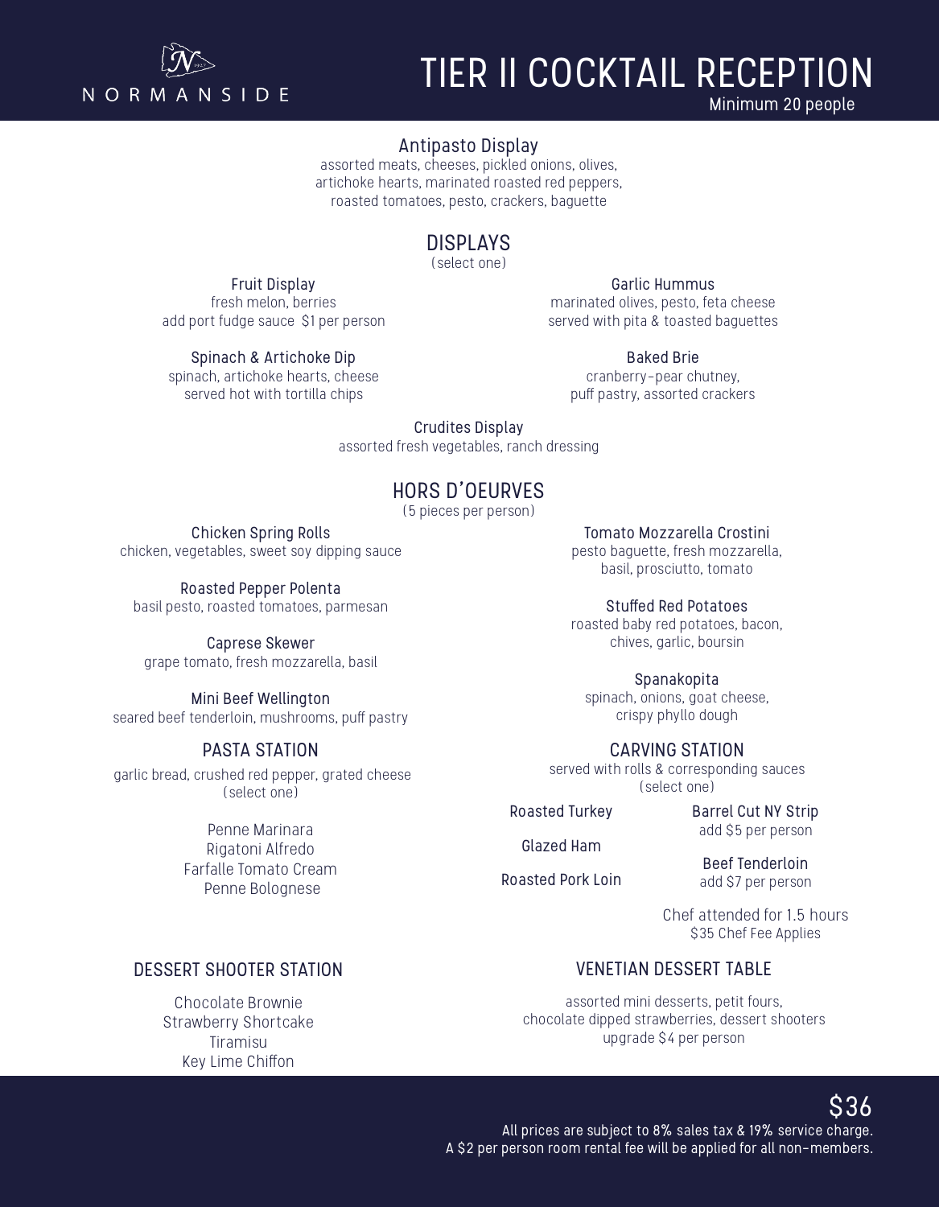NORMANSIDE

# TIER II COCKTAIL RECEPTION

Minimum 20 people

### Antipasto Display

assorted meats, cheeses, pickled onions, olives, artichoke hearts, marinated roasted red peppers, roasted tomatoes, pesto, crackers, baguette

## DISPLAYS

(select one)

**Fruit Display**
fresh melon, berries
add port fudge sauce $1 per person

**Garlic Hummus**
marinated olives, pesto, feta cheese
served with pita & toasted baguettes

**Spinach & Artichoke Dip**
spinach, artichoke hearts, cheese
served hot with tortilla chips

**Baked Brie**
cranberry-pear chutney,
puff pastry, assorted crackers

**Crudites Display**
assorted fresh vegetables, ranch dressing

## HORS D'OEURVES

(5 pieces per person)

**Chicken Spring Rolls**
chicken, vegetables, sweet soy dipping sauce

**Roasted Pepper Polenta**
basil pesto, roasted tomatoes, parmesan

**Caprese Skewer**
grape tomato, fresh mozzarella, basil

**Mini Beef Wellington**
seared beef tenderloin, mushrooms, puff pastry

**Tomato Mozzarella Crostini**
pesto baguette, fresh mozzarella,
basil, prosciutto, tomato

**Stuffed Red Potatoes**
roasted baby red potatoes, bacon,
chives, garlic, boursin

**Spanakopita**
spinach, onions, goat cheese,
crispy phyllo dough

## PASTA STATION

garlic bread, crushed red pepper, grated cheese
(select one)

Penne Marinara
Rigatoni Alfredo
Farfalle Tomato Cream
Penne Bolognese

## CARVING STATION

served with rolls & corresponding sauces
(select one)

**Roasted Turkey**

**Glazed Ham**

**Roasted Pork Loin**

**Barrel Cut NY Strip**
add $5 per person

**Beef Tenderloin**
add $7 per person

Chef attended for 1.5 hours
$35 Chef Fee Applies

## DESSERT SHOOTER STATION

Chocolate Brownie
Strawberry Shortcake
Tiramisu
Key Lime Chiffon

## VENETIAN DESSERT TABLE

assorted mini desserts, petit fours,
chocolate dipped strawberries, dessert shooters
upgrade $4 per person

**$36**

All prices are subject to 8% sales tax & 19% service charge.
A $2 per person room rental fee will be applied for all non-members.